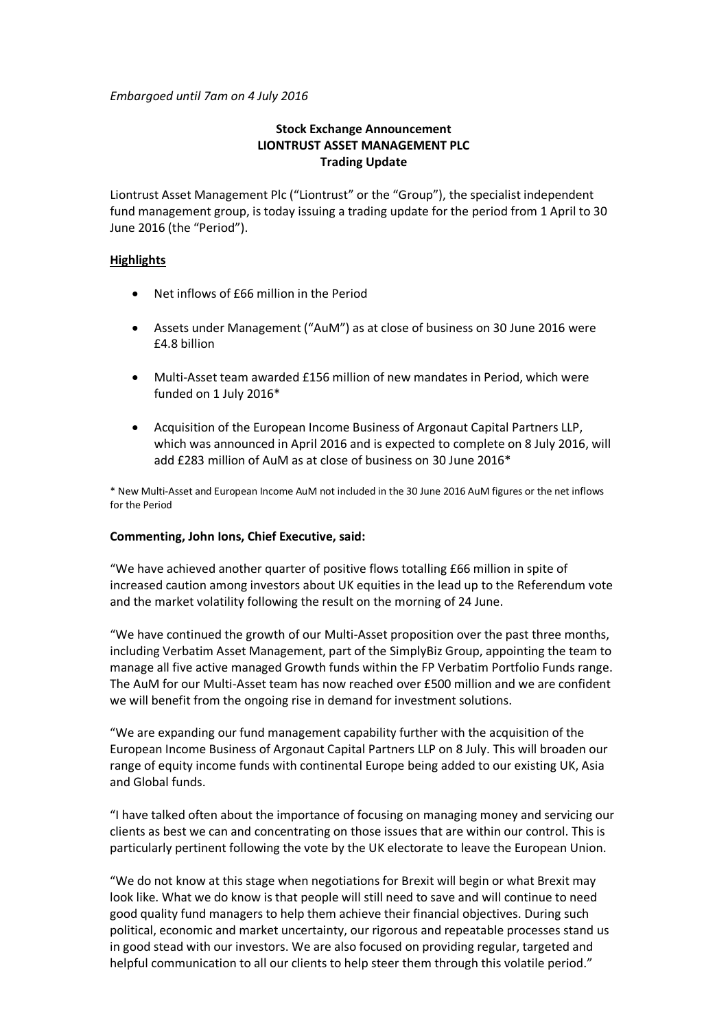*Embargoed until 7am on 4 July 2016*

**Stock Exchange Announcement**
**LIONTRUST ASSET MANAGEMENT PLC**
**Trading Update**

Liontrust Asset Management Plc ("Liontrust" or the "Group"), the specialist independent fund management group, is today issuing a trading update for the period from 1 April to 30 June 2016 (the "Period").

## Highlights

- Net inflows of £66 million in the Period
- Assets under Management ("AuM") as at close of business on 30 June 2016 were £4.8 billion
- Multi-Asset team awarded £156 million of new mandates in Period, which were funded on 1 July 2016*
- Acquisition of the European Income Business of Argonaut Capital Partners LLP, which was announced in April 2016 and is expected to complete on 8 July 2016, will add £283 million of AuM as at close of business on 30 June 2016*

\* New Multi-Asset and European Income AuM not included in the 30 June 2016 AuM figures or the net inflows for the Period

**Commenting, John Ions, Chief Executive, said:**

"We have achieved another quarter of positive flows totalling £66 million in spite of increased caution among investors about UK equities in the lead up to the Referendum vote and the market volatility following the result on the morning of 24 June.

"We have continued the growth of our Multi-Asset proposition over the past three months, including Verbatim Asset Management, part of the SimplyBiz Group, appointing the team to manage all five active managed Growth funds within the FP Verbatim Portfolio Funds range. The AuM for our Multi-Asset team has now reached over £500 million and we are confident we will benefit from the ongoing rise in demand for investment solutions.

"We are expanding our fund management capability further with the acquisition of the European Income Business of Argonaut Capital Partners LLP on 8 July. This will broaden our range of equity income funds with continental Europe being added to our existing UK, Asia and Global funds.

"I have talked often about the importance of focusing on managing money and servicing our clients as best we can and concentrating on those issues that are within our control. This is particularly pertinent following the vote by the UK electorate to leave the European Union.

"We do not know at this stage when negotiations for Brexit will begin or what Brexit may look like. What we do know is that people will still need to save and will continue to need good quality fund managers to help them achieve their financial objectives. During such political, economic and market uncertainty, our rigorous and repeatable processes stand us in good stead with our investors. We are also focused on providing regular, targeted and helpful communication to all our clients to help steer them through this volatile period."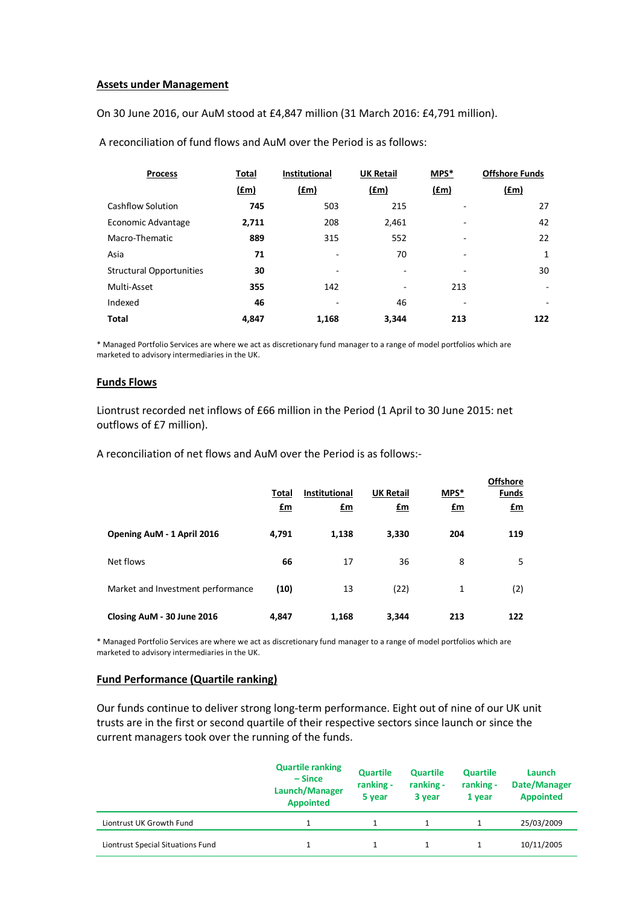## Assets under Management

On 30 June 2016, our AuM stood at £4,847 million (31 March 2016: £4,791 million).

A reconciliation of fund flows and AuM over the Period is as follows:

| Process | Total (£m) | Institutional (£m) | UK Retail (£m) | MPS* (£m) | Offshore Funds (£m) |
|---|---|---|---|---|---|
| Cashflow Solution | **745** | 503 | 215 | - | 27 |
| Economic Advantage | **2,711** | 208 | 2,461 | - | 42 |
| Macro-Thematic | **889** | 315 | 552 | - | 22 |
| Asia | **71** | - | 70 | - | 1 |
| Structural Opportunities | **30** | - | - | - | 30 |
| Multi-Asset | **355** | 142 | - | 213 | - |
| Indexed | **46** | - | 46 | - | - |
| **Total** | **4,847** | **1,168** | **3,344** | **213** | **122** |

\* Managed Portfolio Services are where we act as discretionary fund manager to a range of model portfolios which are marketed to advisory intermediaries in the UK.

## Funds Flows

Liontrust recorded net inflows of £66 million in the Period (1 April to 30 June 2015: net outflows of £7 million).

A reconciliation of net flows and AuM over the Period is as follows:-

| | Total £m | Institutional £m | UK Retail £m | MPS* £m | Offshore Funds £m |
|---|---|---|---|---|---|
| **Opening AuM - 1 April 2016** | **4,791** | **1,138** | **3,330** | **204** | **119** |
| Net flows | **66** | 17 | 36 | 8 | 5 |
| Market and Investment performance | **(10)** | 13 | (22) | 1 | (2) |
| **Closing AuM - 30 June 2016** | **4,847** | **1,168** | **3,344** | **213** | **122** |

\* Managed Portfolio Services are where we act as discretionary fund manager to a range of model portfolios which are marketed to advisory intermediaries in the UK.

## Fund Performance (Quartile ranking)

Our funds continue to deliver strong long-term performance. Eight out of nine of our UK unit trusts are in the first or second quartile of their respective sectors since launch or since the current managers took over the running of the funds.

| | Quartile ranking – Since Launch/Manager Appointed | Quartile ranking - 5 year | Quartile ranking - 3 year | Quartile ranking - 1 year | Launch Date/Manager Appointed |
|---|---|---|---|---|---|
| Liontrust UK Growth Fund | 1 | 1 | 1 | 1 | 25/03/2009 |
| Liontrust Special Situations Fund | 1 | 1 | 1 | 1 | 10/11/2005 |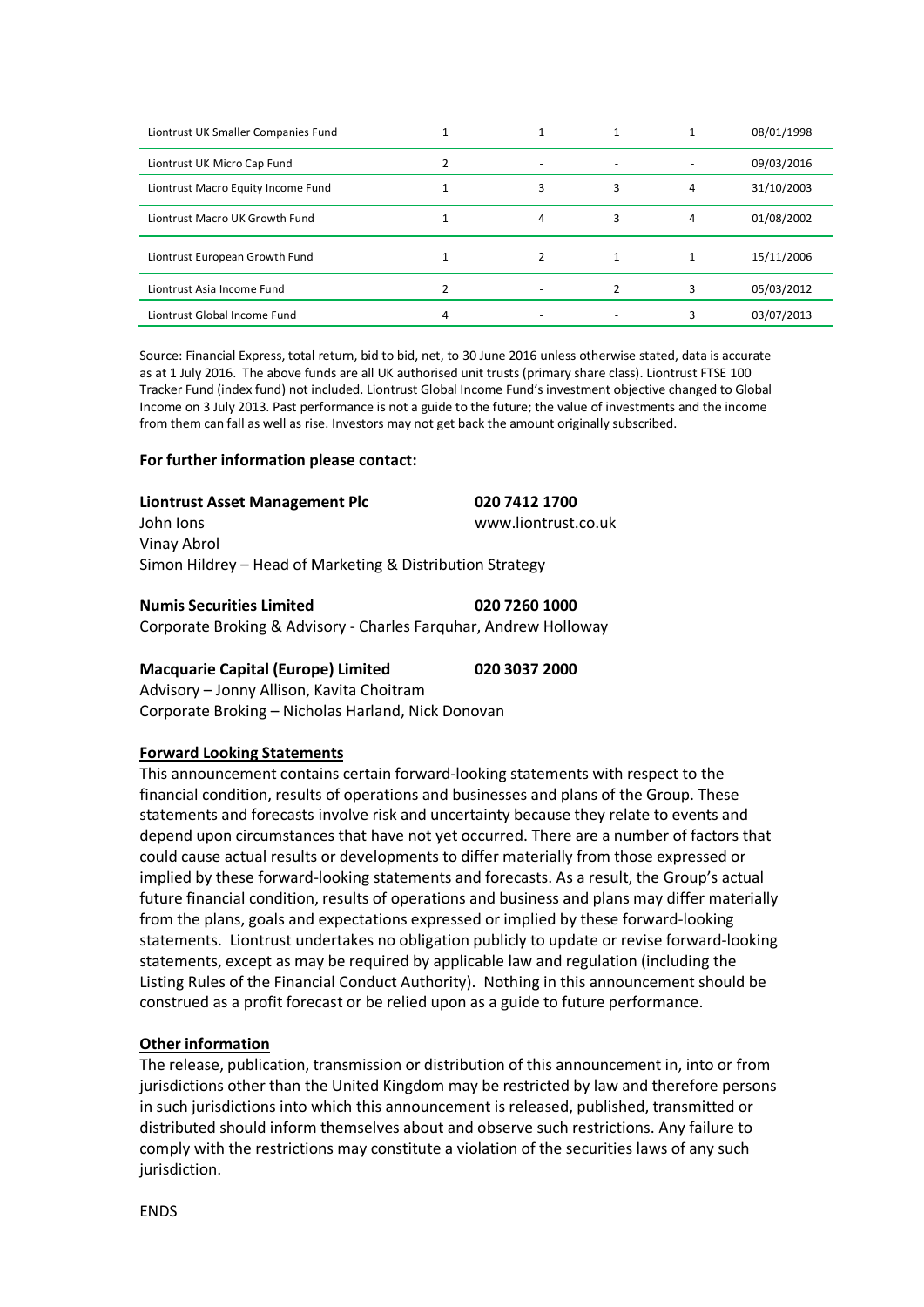| | | | | | |
|---|---|---|---|---|---|
| Liontrust UK Smaller Companies Fund | 1 | 1 | 1 | 1 | 08/01/1998 |
| Liontrust UK Micro Cap Fund | 2 | - | - | - | 09/03/2016 |
| Liontrust Macro Equity Income Fund | 1 | 3 | 3 | 4 | 31/10/2003 |
| Liontrust Macro UK Growth Fund | 1 | 4 | 3 | 4 | 01/08/2002 |
| Liontrust European Growth Fund | 1 | 2 | 1 | 1 | 15/11/2006 |
| Liontrust Asia Income Fund | 2 | - | 2 | 3 | 05/03/2012 |
| Liontrust Global Income Fund | 4 | - | - | 3 | 03/07/2013 |

Source: Financial Express, total return, bid to bid, net, to 30 June 2016 unless otherwise stated, data is accurate as at 1 July 2016. The above funds are all UK authorised unit trusts (primary share class). Liontrust FTSE 100 Tracker Fund (index fund) not included. Liontrust Global Income Fund's investment objective changed to Global Income on 3 July 2013. Past performance is not a guide to the future; the value of investments and the income from them can fall as well as rise. Investors may not get back the amount originally subscribed.

**For further information please contact:**

**Liontrust Asset Management Plc** **020 7412 1700**
John Ions www.liontrust.co.uk
Vinay Abrol
Simon Hildrey – Head of Marketing & Distribution Strategy

**Numis Securities Limited** **020 7260 1000**
Corporate Broking & Advisory - Charles Farquhar, Andrew Holloway

**Macquarie Capital (Europe) Limited** **020 3037 2000**
Advisory – Jonny Allison, Kavita Choitram
Corporate Broking – Nicholas Harland, Nick Donovan

**Forward Looking Statements**

This announcement contains certain forward-looking statements with respect to the financial condition, results of operations and businesses and plans of the Group. These statements and forecasts involve risk and uncertainty because they relate to events and depend upon circumstances that have not yet occurred. There are a number of factors that could cause actual results or developments to differ materially from those expressed or implied by these forward-looking statements and forecasts. As a result, the Group's actual future financial condition, results of operations and business and plans may differ materially from the plans, goals and expectations expressed or implied by these forward-looking statements. Liontrust undertakes no obligation publicly to update or revise forward-looking statements, except as may be required by applicable law and regulation (including the Listing Rules of the Financial Conduct Authority). Nothing in this announcement should be construed as a profit forecast or be relied upon as a guide to future performance.

**Other information**

The release, publication, transmission or distribution of this announcement in, into or from jurisdictions other than the United Kingdom may be restricted by law and therefore persons in such jurisdictions into which this announcement is released, published, transmitted or distributed should inform themselves about and observe such restrictions. Any failure to comply with the restrictions may constitute a violation of the securities laws of any such jurisdiction.

ENDS